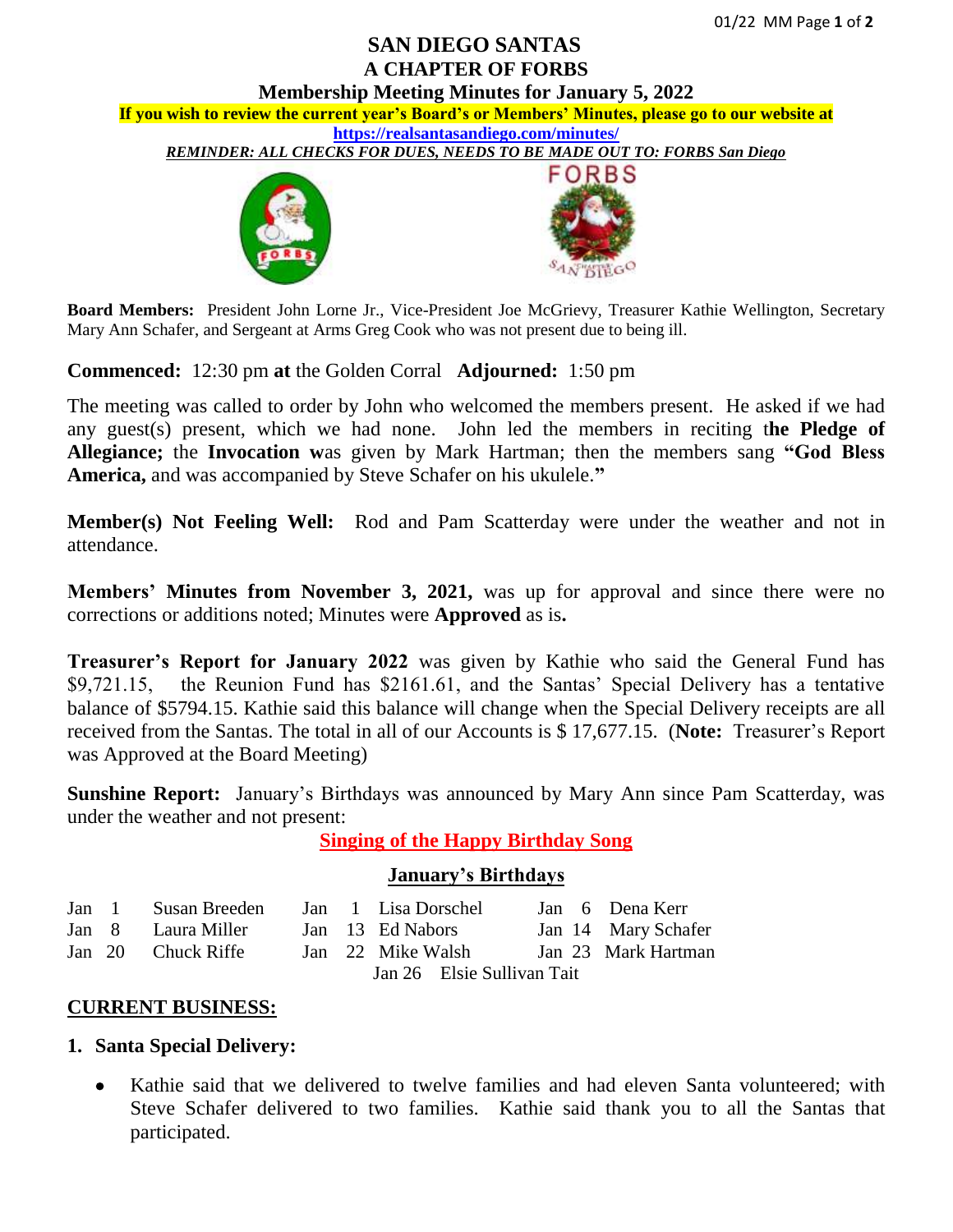# SAN DIEGO SANTAS
# A CHAPTER OF FORBS
## Membership Meeting Minutes for January 5, 2022

**If you wish to review the current year's Board's or Members' Minutes, please go to our website at**
**https://realsantasandiego.com/minutes/**

***REMINDER: ALL CHECKS FOR DUES, NEEDS TO BE MADE OUT TO: FORBS San Diego***

**Board Members:** President John Lorne Jr., Vice-President Joe McGrievy, Treasurer Kathie Wellington, Secretary Mary Ann Schafer, and Sergeant at Arms Greg Cook who was not present due to being ill.

**Commenced:** 12:30 pm **at** the Golden Corral **Adjourned:** 1:50 pm

The meeting was called to order by John who welcomed the members present. He asked if we had any guest(s) present, which we had none. John led the members in reciting t**he Pledge of Allegiance;** the **Invocation w**as given by Mark Hartman; then the members sang **"God Bless America,** and was accompanied by Steve Schafer on his ukulele.**"**

**Member(s) Not Feeling Well:** Rod and Pam Scatterday were under the weather and not in attendance.

**Members' Minutes from November 3, 2021,** was up for approval and since there were no corrections or additions noted; Minutes were **Approved** as is**.**

**Treasurer's Report for January 2022** was given by Kathie who said the General Fund has $9,721.15, the Reunion Fund has $2161.61, and the Santas' Special Delivery has a tentative balance of $5794.15. Kathie said this balance will change when the Special Delivery receipts are all received from the Santas. The total in all of our Accounts is $ 17,677.15. (**Note:** Treasurer's Report was Approved at the Board Meeting)

**Sunshine Report:** January's Birthdays was announced by Mary Ann since Pam Scatterday, was under the weather and not present:

**Singing of the Happy Birthday Song**

**January's Birthdays**

| | | | | | |
|---|---|---|---|---|---|
| Jan 1 | Susan Breeden | Jan 1 | Lisa Dorschel | Jan 6 | Dena Kerr |
| Jan 8 | Laura Miller | Jan 13 | Ed Nabors | Jan 14 | Mary Schafer |
| Jan 20 | Chuck Riffe | Jan 22 | Mike Walsh | Jan 23 | Mark Hartman |
| | | Jan 26 | Elsie Sullivan Tait | | |

## CURRENT BUSINESS:

### 1. Santa Special Delivery:

- Kathie said that we delivered to twelve families and had eleven Santa volunteered; with Steve Schafer delivered to two families. Kathie said thank you to all the Santas that participated.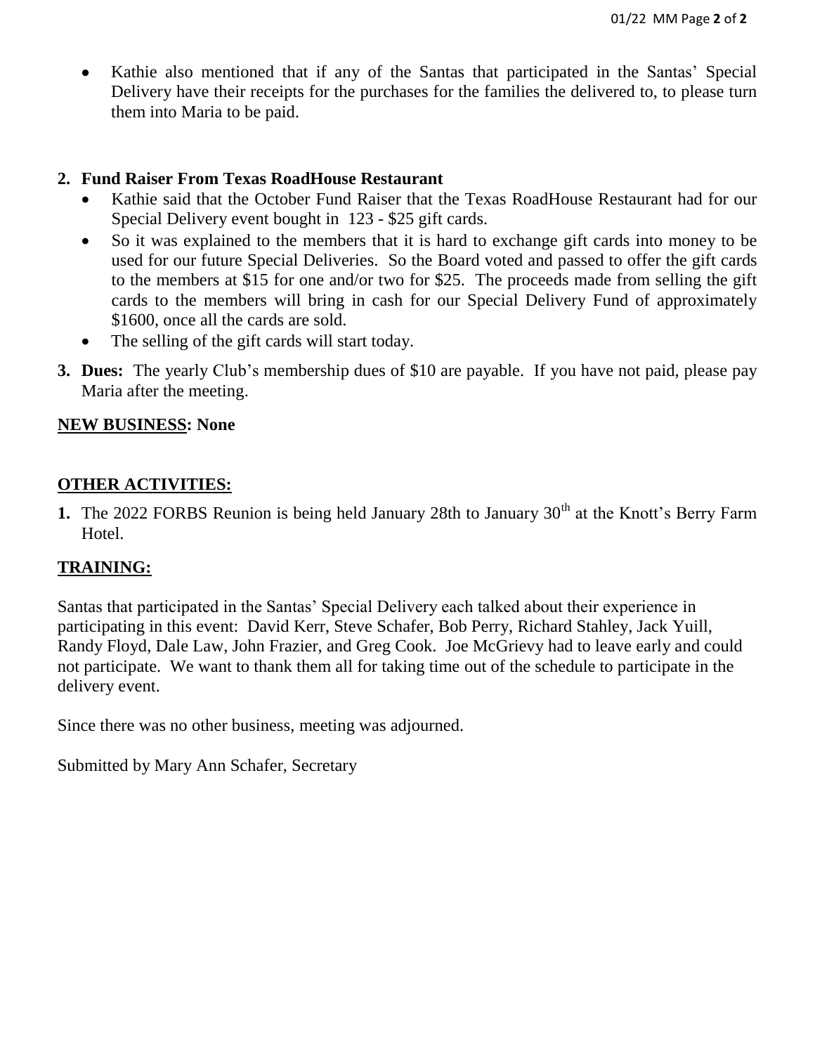- Kathie also mentioned that if any of the Santas that participated in the Santas' Special Delivery have their receipts for the purchases for the families the delivered to, to please turn them into Maria to be paid.

2. **Fund Raiser From Texas RoadHouse Restaurant**
   - Kathie said that the October Fund Raiser that the Texas RoadHouse Restaurant had for our Special Delivery event bought in 123 - $25 gift cards.
   - So it was explained to the members that it is hard to exchange gift cards into money to be used for our future Special Deliveries. So the Board voted and passed to offer the gift cards to the members at $15 for one and/or two for $25. The proceeds made from selling the gift cards to the members will bring in cash for our Special Delivery Fund of approximately $1600, once all the cards are sold.
   - The selling of the gift cards will start today.

3. **Dues:** The yearly Club's membership dues of $10 are payable. If you have not paid, please pay Maria after the meeting.

**NEW BUSINESS: None**

## OTHER ACTIVITIES:

1. The 2022 FORBS Reunion is being held January 28th to January 30th at the Knott's Berry Farm Hotel.

## TRAINING:

Santas that participated in the Santas' Special Delivery each talked about their experience in participating in this event: David Kerr, Steve Schafer, Bob Perry, Richard Stahley, Jack Yuill, Randy Floyd, Dale Law, John Frazier, and Greg Cook. Joe McGrievy had to leave early and could not participate. We want to thank them all for taking time out of the schedule to participate in the delivery event.

Since there was no other business, meeting was adjourned.

Submitted by Mary Ann Schafer, Secretary